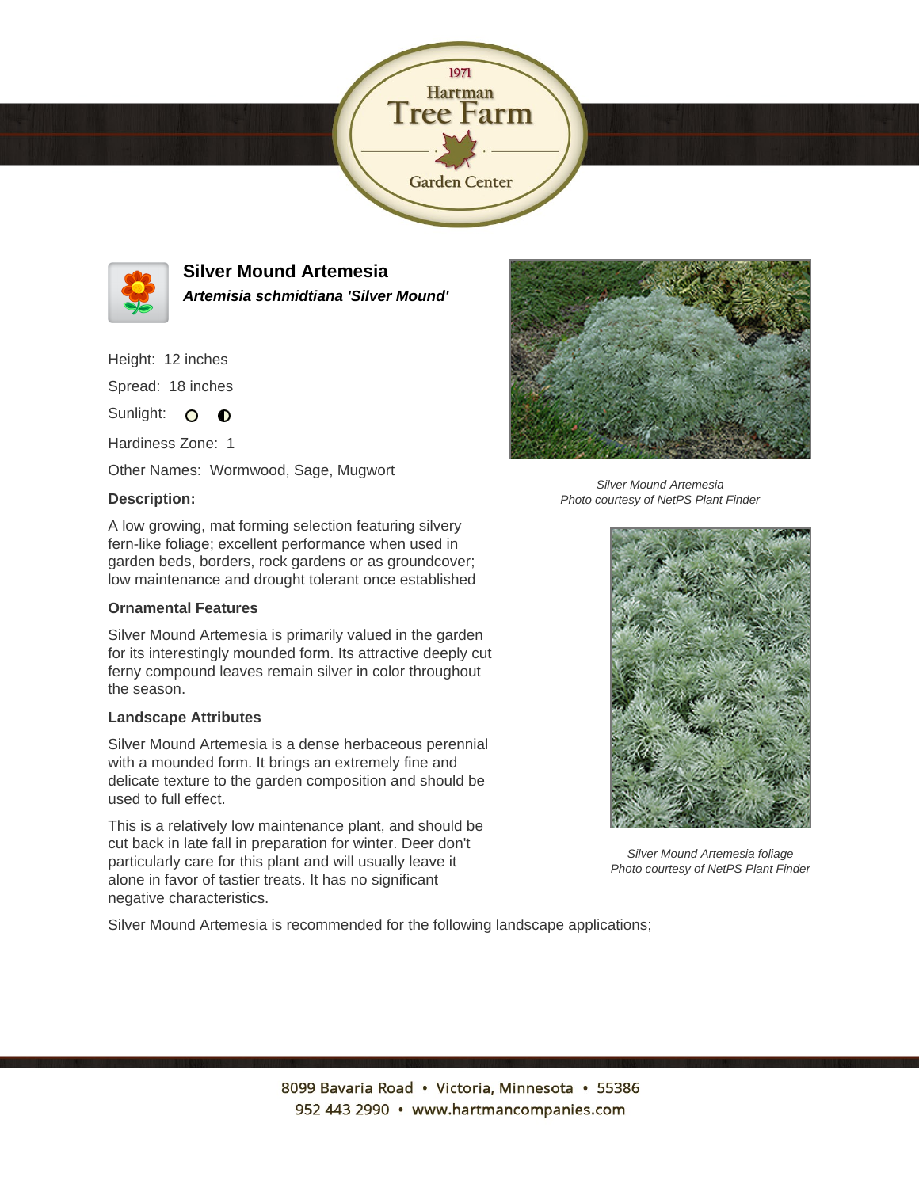1971
Hartman
Tree Farm
Garden Center

## Silver Mound Artemesia

***Artemisia schmidtiana 'Silver Mound'***

Height: 12 inches

Spread: 18 inches

Sunlight:

Hardiness Zone: 1

Other Names: Wormwood, Sage, Mugwort

**Description:**

A low growing, mat forming selection featuring silvery fern-like foliage; excellent performance when used in garden beds, borders, rock gardens or as groundcover; low maintenance and drought tolerant once established

**Ornamental Features**

Silver Mound Artemesia is primarily valued in the garden for its interestingly mounded form. Its attractive deeply cut ferny compound leaves remain silver in color throughout the season.

**Landscape Attributes**

Silver Mound Artemesia is a dense herbaceous perennial with a mounded form. It brings an extremely fine and delicate texture to the garden composition and should be used to full effect.

This is a relatively low maintenance plant, and should be cut back in late fall in preparation for winter. Deer don't particularly care for this plant and will usually leave it alone in favor of tastier treats. It has no significant negative characteristics.

*Silver Mound Artemesia*
*Photo courtesy of NetPS Plant Finder*

*Silver Mound Artemesia foliage*
*Photo courtesy of NetPS Plant Finder*

Silver Mound Artemesia is recommended for the following landscape applications;

8099 Bavaria Road • Victoria, Minnesota • 55386
952 443 2990 • www.hartmancompanies.com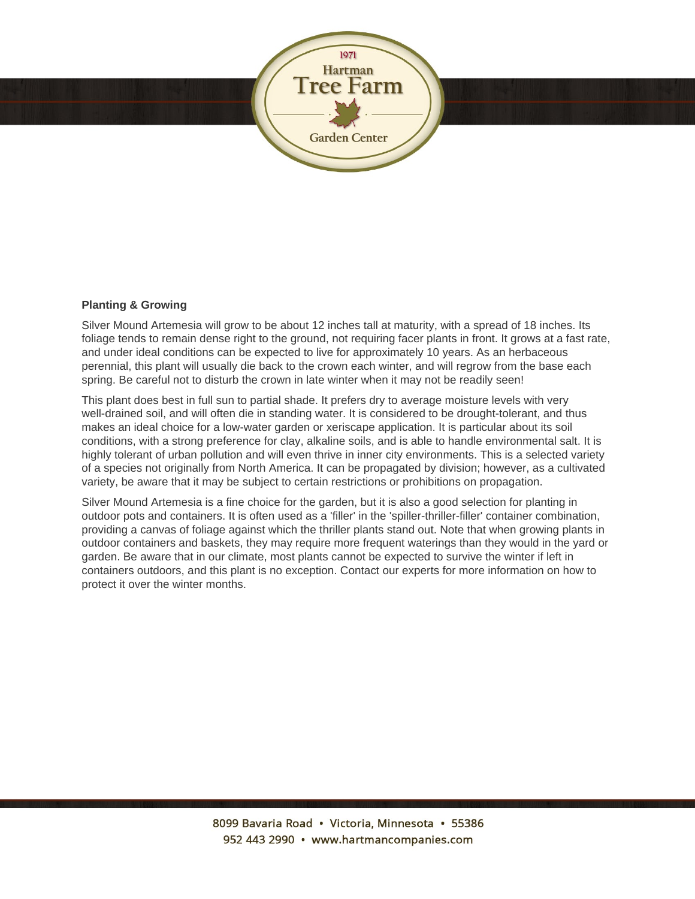### Planting & Growing

Silver Mound Artemesia will grow to be about 12 inches tall at maturity, with a spread of 18 inches. Its foliage tends to remain dense right to the ground, not requiring facer plants in front. It grows at a fast rate, and under ideal conditions can be expected to live for approximately 10 years. As an herbaceous perennial, this plant will usually die back to the crown each winter, and will regrow from the base each spring. Be careful not to disturb the crown in late winter when it may not be readily seen!

This plant does best in full sun to partial shade. It prefers dry to average moisture levels with very well-drained soil, and will often die in standing water. It is considered to be drought-tolerant, and thus makes an ideal choice for a low-water garden or xeriscape application. It is particular about its soil conditions, with a strong preference for clay, alkaline soils, and is able to handle environmental salt. It is highly tolerant of urban pollution and will even thrive in inner city environments. This is a selected variety of a species not originally from North America. It can be propagated by division; however, as a cultivated variety, be aware that it may be subject to certain restrictions or prohibitions on propagation.

Silver Mound Artemesia is a fine choice for the garden, but it is also a good selection for planting in outdoor pots and containers. It is often used as a 'filler' in the 'spiller-thriller-filler' container combination, providing a canvas of foliage against which the thriller plants stand out. Note that when growing plants in outdoor containers and baskets, they may require more frequent waterings than they would in the yard or garden. Be aware that in our climate, most plants cannot be expected to survive the winter if left in containers outdoors, and this plant is no exception. Contact our experts for more information on how to protect it over the winter months.